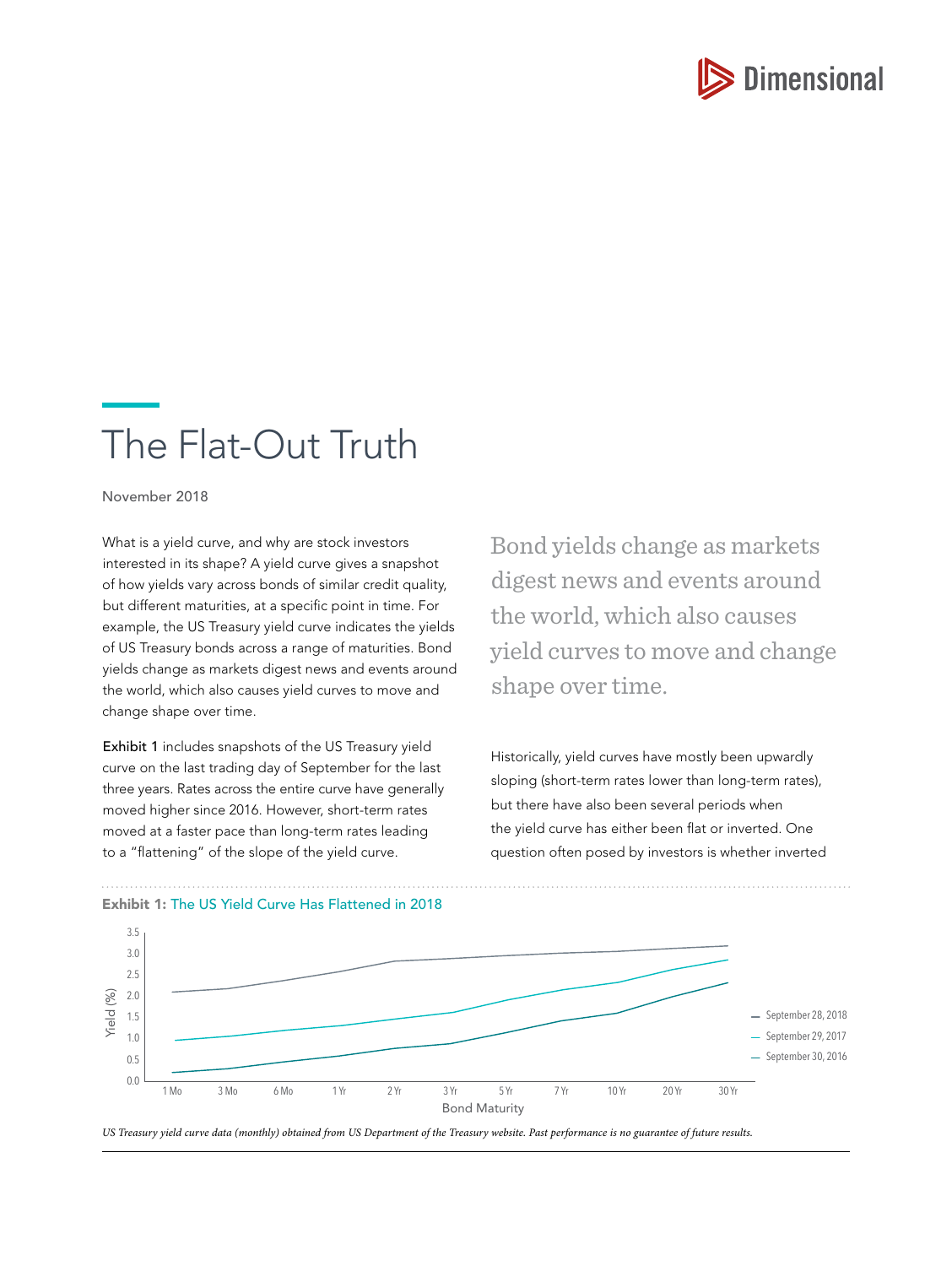# The Flat-Out Truth

November 2018

What is a yield curve, and why are stock investors interested in its shape? A yield curve gives a snapshot of how yields vary across bonds of similar credit quality, but different maturities, at a specific point in time. For example, the US Treasury yield curve indicates the yields of US Treasury bonds across a range of maturities. Bond yields change as markets digest news and events around the world, which also causes yield curves to move and change shape over time.

Exhibit 1 includes snapshots of the US Treasury yield curve on the last trading day of September for the last three years. Rates across the entire curve have generally moved higher since 2016. However, short-term rates moved at a faster pace than long-term rates leading to a "flattening" of the slope of the yield curve.

> Bond yields change as markets digest news and events around the world, which also causes yield curves to move and change shape over time.

Historically, yield curves have mostly been upwardly sloping (short-term rates lower than long-term rates), but there have also been several periods when the yield curve has either been flat or inverted. One question often posed by investors is whether inverted

**Exhibit 1:** The US Yield Curve Has Flattened in 2018

Yield (%) by Bond Maturity: 1 Mo, 3 Mo, 6 Mo, 1 Yr, 2 Yr, 3 Yr, 5 Yr, 7 Yr, 10 Yr, 20 Yr, 30 Yr

— September 28, 2018
— September 29, 2017
— September 30, 2016

*US Treasury yield curve data (monthly) obtained from US Department of the Treasury website. Past performance is no guarantee of future results.*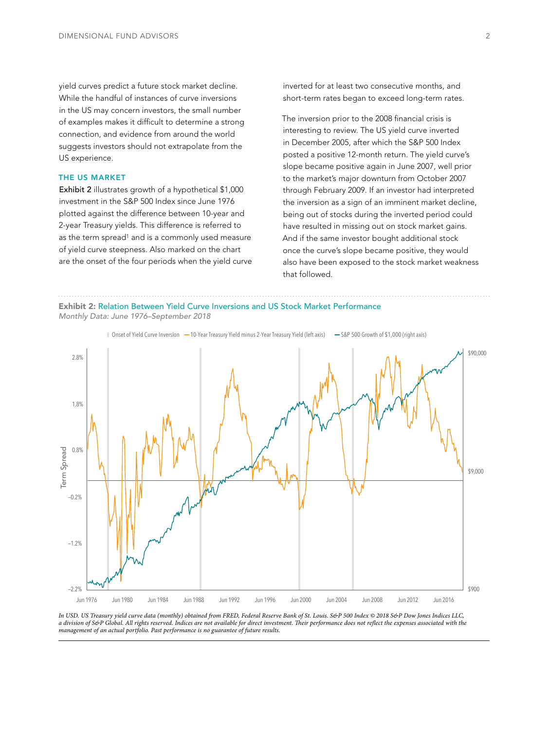yield curves predict a future stock market decline. While the handful of instances of curve inversions in the US may concern investors, the small number of examples makes it difficult to determine a strong connection, and evidence from around the world suggests investors should not extrapolate from the US experience.

### THE US MARKET

**Exhibit 2** illustrates growth of a hypothetical $1,000 investment in the S&P 500 Index since June 1976 plotted against the difference between 10-year and 2-year Treasury yields. This difference is referred to as the term spread[1] and is a commonly used measure of yield curve steepness. Also marked on the chart are the onset of the four periods when the yield curve inverted for at least two consecutive months, and short-term rates began to exceed long-term rates.

The inversion prior to the 2008 financial crisis is interesting to review. The US yield curve inverted in December 2005, after which the S&P 500 Index posted a positive 12-month return. The yield curve's slope became positive again in June 2007, well prior to the market's major downturn from October 2007 through February 2009. If an investor had interpreted the inversion as a sign of an imminent market decline, being out of stocks during the inverted period could have resulted in missing out on stock market gains. And if the same investor bought additional stock once the curve's slope became positive, they would also have been exposed to the stock market weakness that followed.

**Exhibit 2:** Relation Between Yield Curve Inversions and US Stock Market Performance
*Monthly Data: June 1976–September 2018*

*In USD. US Treasury yield curve data (monthly) obtained from FRED, Federal Reserve Bank of St. Louis. S&P 500 Index © 2018 S&P Dow Jones Indices LLC, a division of S&P Global. All rights reserved. Indices are not available for direct investment. Their performance does not reflect the expenses associated with the management of an actual portfolio. Past performance is no guarantee of future results.*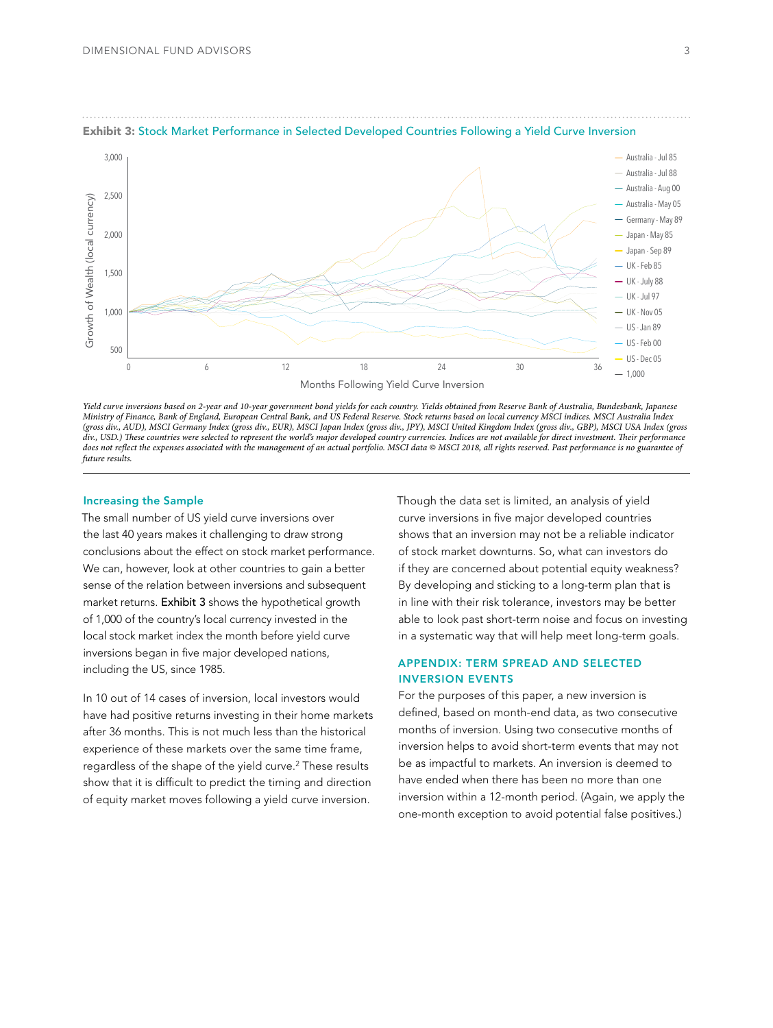**Exhibit 3:** Stock Market Performance in Selected Developed Countries Following a Yield Curve Inversion

*Yield curve inversions based on 2-year and 10-year government bond yields for each country. Yields obtained from Reserve Bank of Australia, Bundesbank, Japanese Ministry of Finance, Bank of England, European Central Bank, and US Federal Reserve. Stock returns based on local currency MSCI indices. MSCI Australia Index (gross div., AUD), MSCI Germany Index (gross div., EUR), MSCI Japan Index (gross div., JPY), MSCI United Kingdom Index (gross div., GBP), MSCI USA Index (gross div., USD.) These countries were selected to represent the world's major developed country currencies. Indices are not available for direct investment. Their performance does not reflect the expenses associated with the management of an actual portfolio. MSCI data © MSCI 2018, all rights reserved. Past performance is no guarantee of future results.*

## Increasing the Sample

The small number of US yield curve inversions over the last 40 years makes it challenging to draw strong conclusions about the effect on stock market performance. We can, however, look at other countries to gain a better sense of the relation between inversions and subsequent market returns. **Exhibit 3** shows the hypothetical growth of 1,000 of the country's local currency invested in the local stock market index the month before yield curve inversions began in five major developed nations, including the US, since 1985.

In 10 out of 14 cases of inversion, local investors would have had positive returns investing in their home markets after 36 months. This is not much less than the historical experience of these markets over the same time frame, regardless of the shape of the yield curve.[2] These results show that it is difficult to predict the timing and direction of equity market moves following a yield curve inversion.

Though the data set is limited, an analysis of yield curve inversions in five major developed countries shows that an inversion may not be a reliable indicator of stock market downturns. So, what can investors do if they are concerned about potential equity weakness? By developing and sticking to a long-term plan that is in line with their risk tolerance, investors may be better able to look past short-term noise and focus on investing in a systematic way that will help meet long-term goals.

## APPENDIX: TERM SPREAD AND SELECTED INVERSION EVENTS

For the purposes of this paper, a new inversion is defined, based on month-end data, as two consecutive months of inversion. Using two consecutive months of inversion helps to avoid short-term events that may not be as impactful to markets. An inversion is deemed to have ended when there has been no more than one inversion within a 12-month period. (Again, we apply the one-month exception to avoid potential false positives.)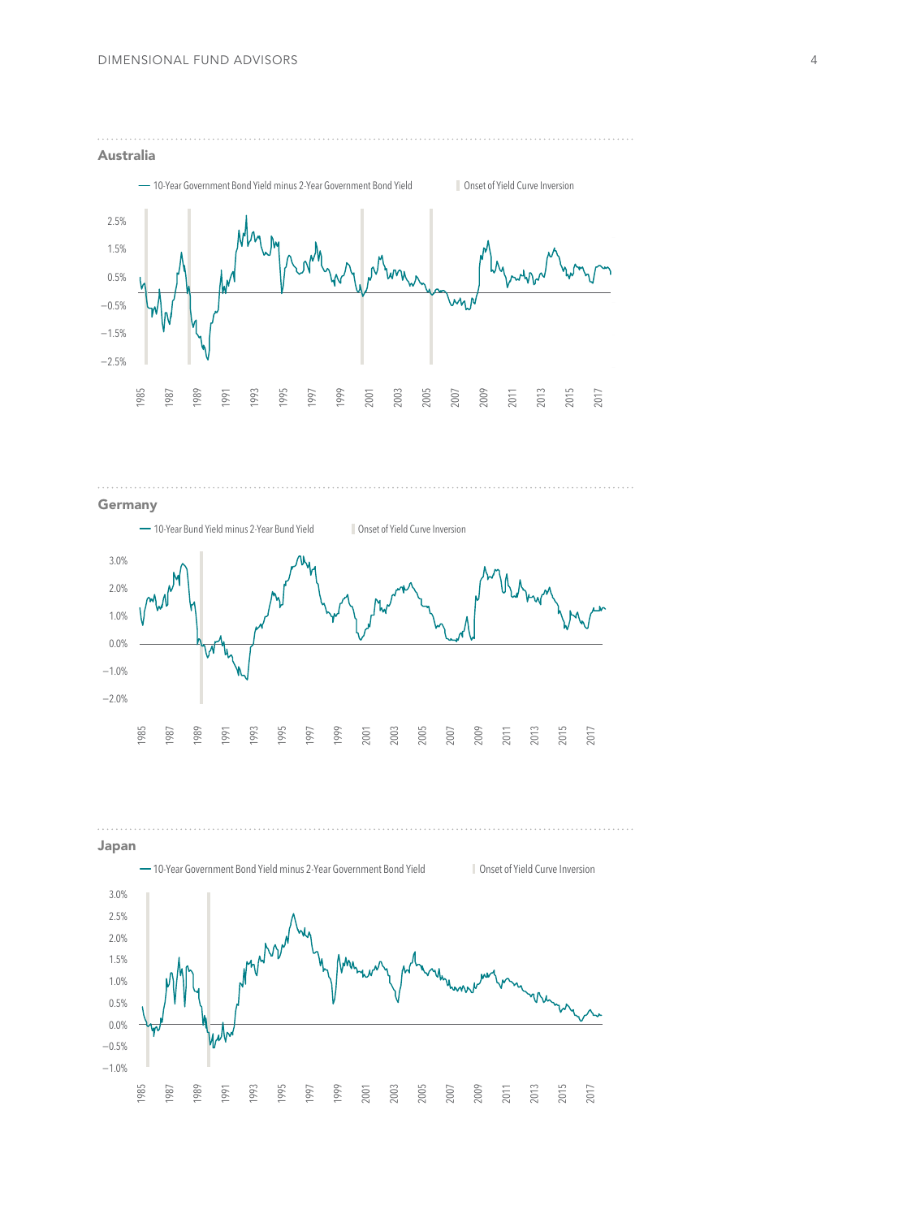## Australia

— 10-Year Government Bond Yield minus 2-Year Government Bond Yield | Onset of Yield Curve Inversion

## Germany

— 10-Year Bund Yield minus 2-Year Bund Yield | Onset of Yield Curve Inversion

## Japan

— 10-Year Government Bond Yield minus 2-Year Government Bond Yield | Onset of Yield Curve Inversion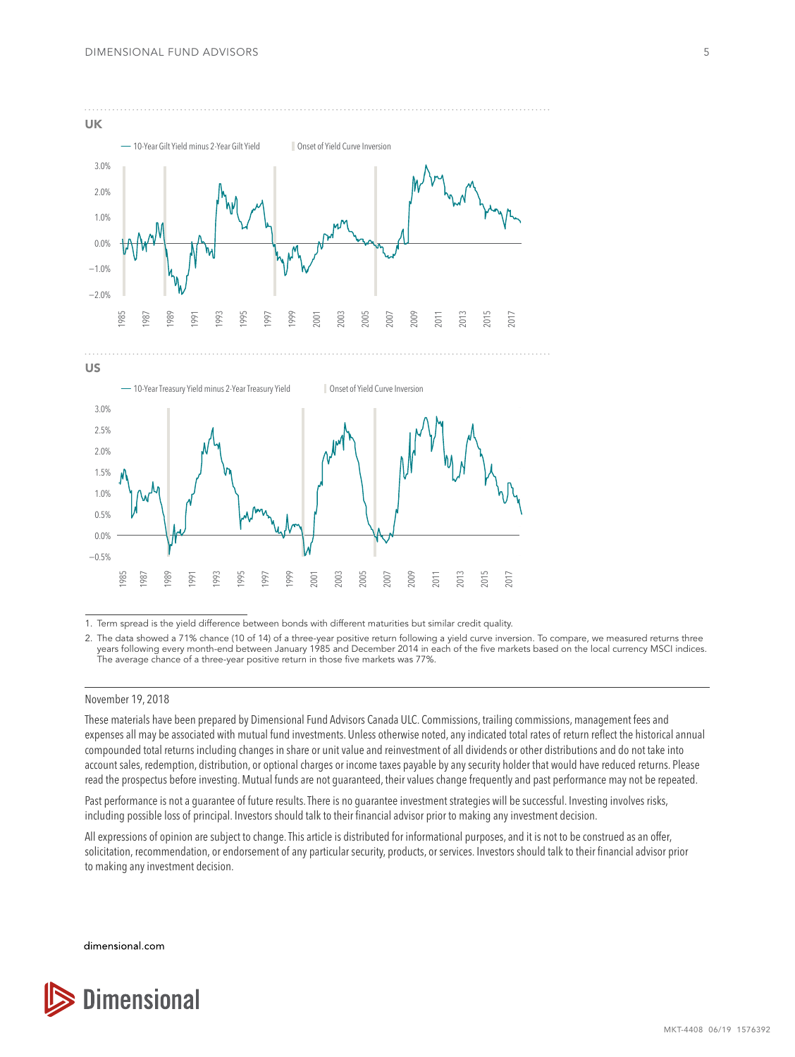**UK**

— 10-Year Gilt Yield minus 2-Year Gilt Yield

Onset of Yield Curve Inversion

3.0%
2.0%
1.0%
0.0%
−1.0%
−2.0%

1985 1987 1989 1991 1993 1995 1997 1999 2001 2003 2005 2007 2009 2011 2013 2015 2017

**US**

— 10-Year Treasury Yield minus 2-Year Treasury Yield

Onset of Yield Curve Inversion

3.0%
2.5%
2.0%
1.5%
1.0%
0.5%
0.0%
−0.5%

1985 1987 1989 1991 1993 1995 1997 1999 2001 2003 2005 2007 2009 2011 2013 2015 2017

1. Term spread is the yield difference between bonds with different maturities but similar credit quality.
2. The data showed a 71% chance (10 of 14) of a three-year positive return following a yield curve inversion. To compare, we measured returns three years following every month-end between January 1985 and December 2014 in each of the five markets based on the local currency MSCI indices. The average chance of a three-year positive return in those five markets was 77%.

November 19, 2018

These materials have been prepared by Dimensional Fund Advisors Canada ULC. Commissions, trailing commissions, management fees and expenses all may be associated with mutual fund investments. Unless otherwise noted, any indicated total rates of return reflect the historical annual compounded total returns including changes in share or unit value and reinvestment of all dividends or other distributions and do not take into account sales, redemption, distribution, or optional charges or income taxes payable by any security holder that would have reduced returns. Please read the prospectus before investing. Mutual funds are not guaranteed, their values change frequently and past performance may not be repeated.

Past performance is not a guarantee of future results. There is no guarantee investment strategies will be successful. Investing involves risks, including possible loss of principal. Investors should talk to their financial advisor prior to making any investment decision.

All expressions of opinion are subject to change. This article is distributed for informational purposes, and it is not to be construed as an offer, solicitation, recommendation, or endorsement of any particular security, products, or services. Investors should talk to their financial advisor prior to making any investment decision.

dimensional.com

Dimensional

MKT-4408 06/19 1576392